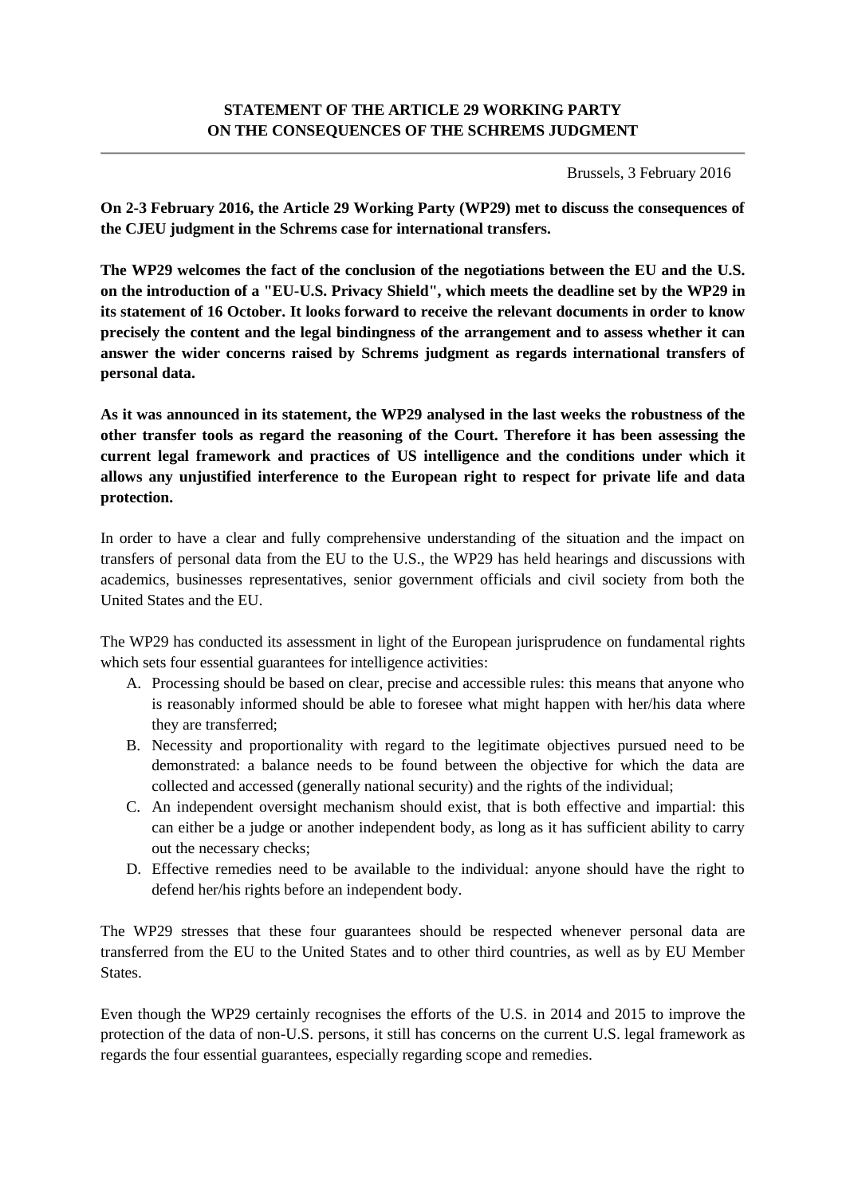# STATEMENT OF THE ARTICLE 29 WORKING PARTY ON THE CONSEQUENCES OF THE SCHREMS JUDGMENT

Brussels, 3 February 2016

**On 2-3 February 2016, the Article 29 Working Party (WP29) met to discuss the consequences of the CJEU judgment in the Schrems case for international transfers.**

**The WP29 welcomes the fact of the conclusion of the negotiations between the EU and the U.S. on the introduction of a "EU-U.S. Privacy Shield", which meets the deadline set by the WP29 in its statement of 16 October. It looks forward to receive the relevant documents in order to know precisely the content and the legal bindingness of the arrangement and to assess whether it can answer the wider concerns raised by Schrems judgment as regards international transfers of personal data.**

**As it was announced in its statement, the WP29 analysed in the last weeks the robustness of the other transfer tools as regard the reasoning of the Court. Therefore it has been assessing the current legal framework and practices of US intelligence and the conditions under which it allows any unjustified interference to the European right to respect for private life and data protection.**

In order to have a clear and fully comprehensive understanding of the situation and the impact on transfers of personal data from the EU to the U.S., the WP29 has held hearings and discussions with academics, businesses representatives, senior government officials and civil society from both the United States and the EU.

The WP29 has conducted its assessment in light of the European jurisprudence on fundamental rights which sets four essential guarantees for intelligence activities:

A. Processing should be based on clear, precise and accessible rules: this means that anyone who is reasonably informed should be able to foresee what might happen with her/his data where they are transferred;
B. Necessity and proportionality with regard to the legitimate objectives pursued need to be demonstrated: a balance needs to be found between the objective for which the data are collected and accessed (generally national security) and the rights of the individual;
C. An independent oversight mechanism should exist, that is both effective and impartial: this can either be a judge or another independent body, as long as it has sufficient ability to carry out the necessary checks;
D. Effective remedies need to be available to the individual: anyone should have the right to defend her/his rights before an independent body.

The WP29 stresses that these four guarantees should be respected whenever personal data are transferred from the EU to the United States and to other third countries, as well as by EU Member States.

Even though the WP29 certainly recognises the efforts of the U.S. in 2014 and 2015 to improve the protection of the data of non-U.S. persons, it still has concerns on the current U.S. legal framework as regards the four essential guarantees, especially regarding scope and remedies.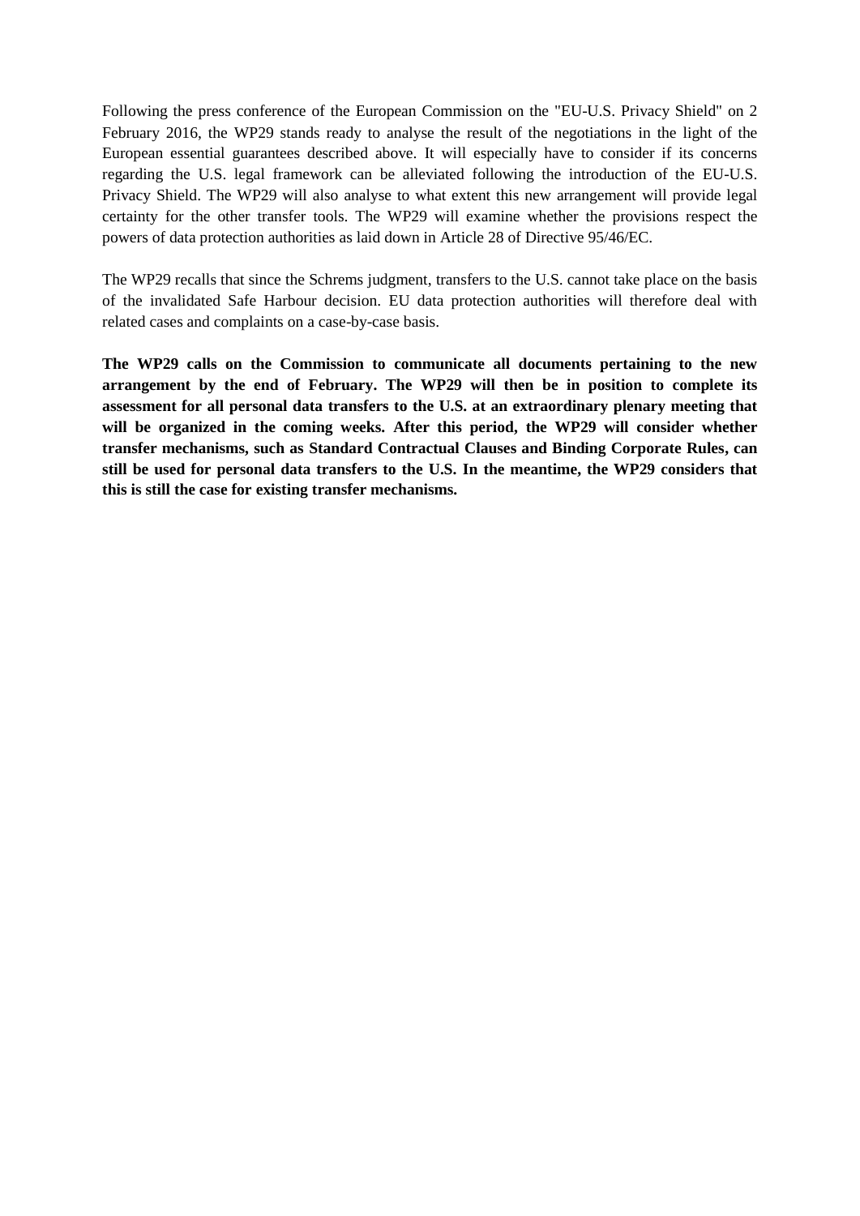Following the press conference of the European Commission on the "EU-U.S. Privacy Shield" on 2 February 2016, the WP29 stands ready to analyse the result of the negotiations in the light of the European essential guarantees described above. It will especially have to consider if its concerns regarding the U.S. legal framework can be alleviated following the introduction of the EU-U.S. Privacy Shield. The WP29 will also analyse to what extent this new arrangement will provide legal certainty for the other transfer tools. The WP29 will examine whether the provisions respect the powers of data protection authorities as laid down in Article 28 of Directive 95/46/EC.

The WP29 recalls that since the Schrems judgment, transfers to the U.S. cannot take place on the basis of the invalidated Safe Harbour decision. EU data protection authorities will therefore deal with related cases and complaints on a case-by-case basis.

**The WP29 calls on the Commission to communicate all documents pertaining to the new arrangement by the end of February. The WP29 will then be in position to complete its assessment for all personal data transfers to the U.S. at an extraordinary plenary meeting that will be organized in the coming weeks. After this period, the WP29 will consider whether transfer mechanisms, such as Standard Contractual Clauses and Binding Corporate Rules, can still be used for personal data transfers to the U.S. In the meantime, the WP29 considers that this is still the case for existing transfer mechanisms.**